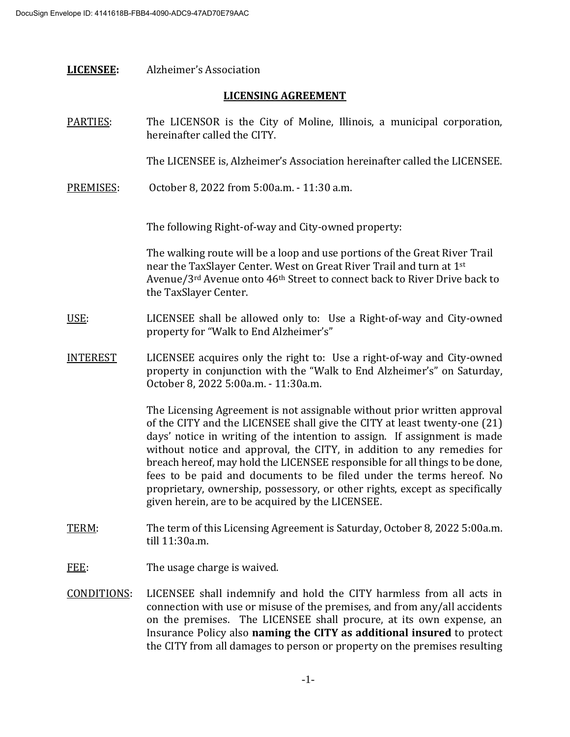DocuSign Envelope ID: 4141618B-FBB4-4090-ADC9-47AD70E79AAC

**LICENSEE:** Alzheimer's Association

## LICENSING AGREEMENT

PARTIES: The LICENSOR is the City of Moline, Illinois, a municipal corporation, hereinafter called the CITY.

The LICENSEE is, Alzheimer's Association hereinafter called the LICENSEE.

PREMISES: October 8, 2022 from 5:00a.m. - 11:30 a.m.

The following Right-of-way and City-owned property:

The walking route will be a loop and use portions of the Great River Trail near the TaxSlayer Center. West on Great River Trail and turn at 1st Avenue/3rd Avenue onto 46th Street to connect back to River Drive back to the TaxSlayer Center.

USE: LICENSEE shall be allowed only to: Use a Right-of-way and City-owned property for "Walk to End Alzheimer's"

INTEREST LICENSEE acquires only the right to: Use a right-of-way and City-owned property in conjunction with the "Walk to End Alzheimer's" on Saturday, October 8, 2022 5:00a.m. - 11:30a.m.

The Licensing Agreement is not assignable without prior written approval of the CITY and the LICENSEE shall give the CITY at least twenty-one (21) days' notice in writing of the intention to assign. If assignment is made without notice and approval, the CITY, in addition to any remedies for breach hereof, may hold the LICENSEE responsible for all things to be done, fees to be paid and documents to be filed under the terms hereof. No proprietary, ownership, possessory, or other rights, except as specifically given herein, are to be acquired by the LICENSEE.

TERM: The term of this Licensing Agreement is Saturday, October 8, 2022 5:00a.m. till 11:30a.m.

FEE: The usage charge is waived.

CONDITIONS: LICENSEE shall indemnify and hold the CITY harmless from all acts in connection with use or misuse of the premises, and from any/all accidents on the premises. The LICENSEE shall procure, at its own expense, an Insurance Policy also **naming the CITY as additional insured** to protect the CITY from all damages to person or property on the premises resulting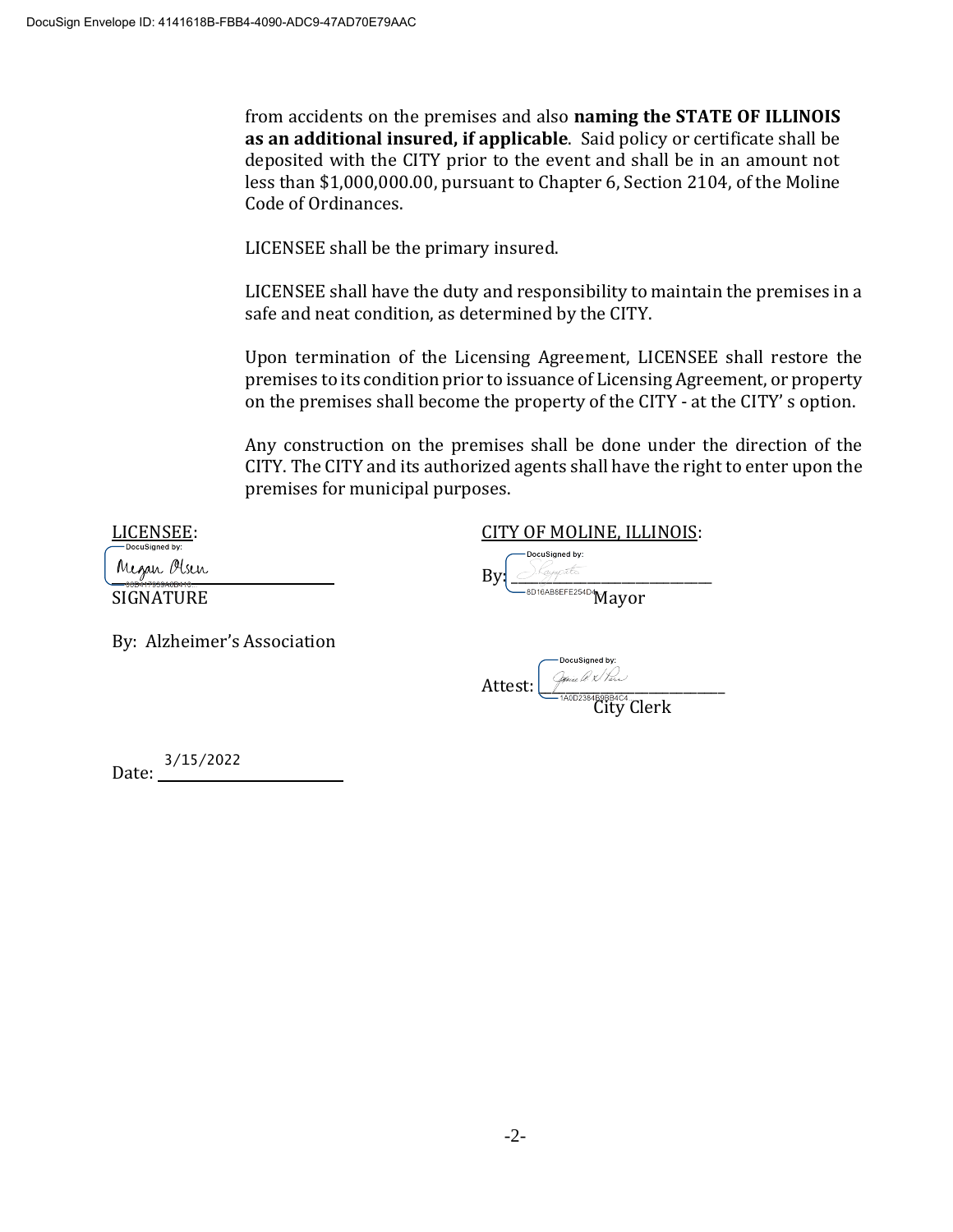DocuSign Envelope ID: 4141618B-FBB4-4090-ADC9-47AD70E79AAC

from accidents on the premises and also **naming the STATE OF ILLINOIS as an additional insured, if applicable**. Said policy or certificate shall be deposited with the CITY prior to the event and shall be in an amount not less than $1,000,000.00, pursuant to Chapter 6, Section 2104, of the Moline Code of Ordinances.

LICENSEE shall be the primary insured.

LICENSEE shall have the duty and responsibility to maintain the premises in a safe and neat condition, as determined by the CITY.

Upon termination of the Licensing Agreement, LICENSEE shall restore the premises to its condition prior to issuance of Licensing Agreement, or property on the premises shall become the property of the CITY - at the CITY' s option.

Any construction on the premises shall be done under the direction of the CITY. The CITY and its authorized agents shall have the right to enter upon the premises for municipal purposes.

LICENSEE:

DocuSigned by:
Megan Olsen

SIGNATURE

By: Alzheimer's Association

Date: 3/15/2022

CITY OF MOLINE, ILLINOIS:

By: DocuSigned by: 8D16AB6EFE254D4
Mayor

Attest: DocuSigned by: 1A0D2384B9BB4C4...
City Clerk